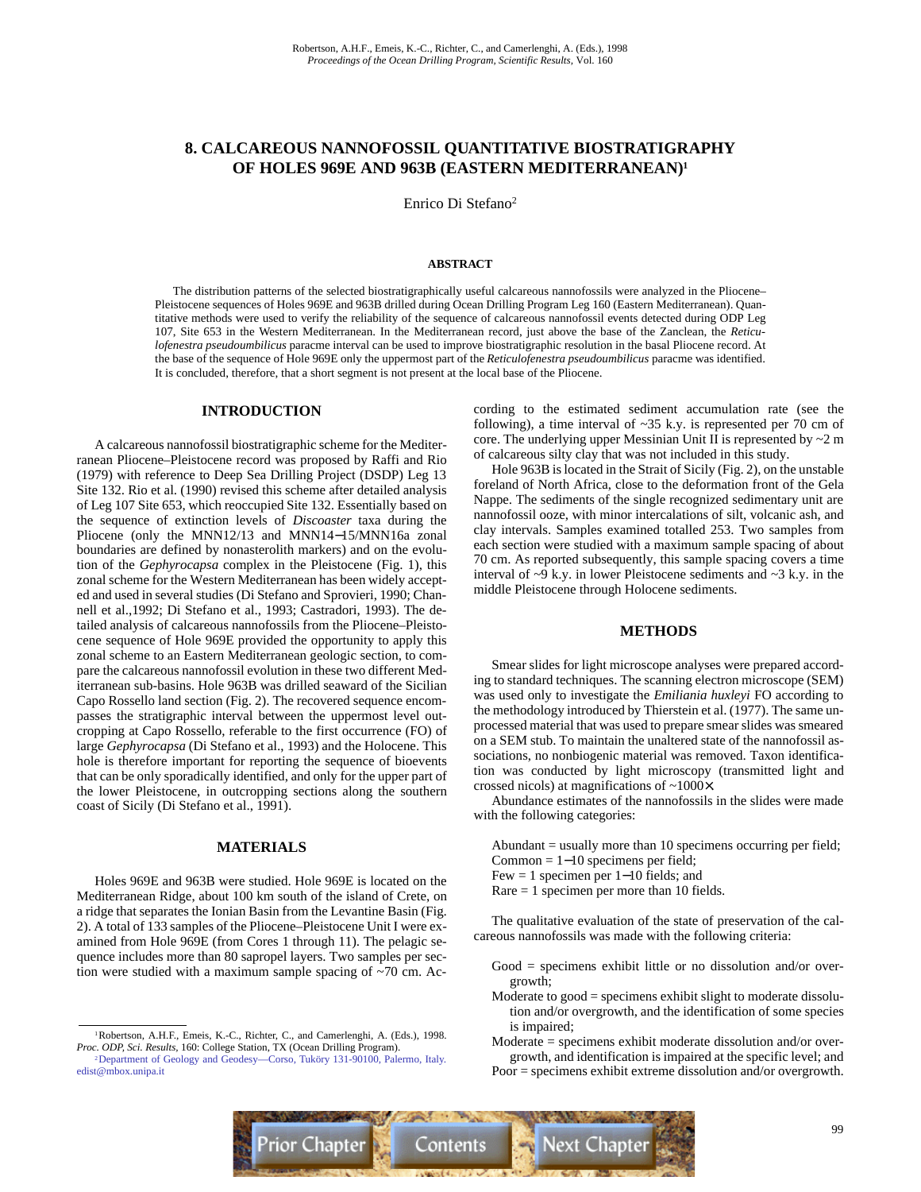# 8. CALCAREOUS NANNOFOSSIL QUANTITATIVE BIOSTRATIGRAPHY OF HOLES 969E AND 963B (EASTERN MEDITERRANEAN)[1]

Enrico Di Stefano[2]

## ABSTRACT

The distribution patterns of the selected biostratigraphically useful calcareous nannofossils were analyzed in the Pliocene–Pleistocene sequences of Holes 969E and 963B drilled during Ocean Drilling Program Leg 160 (Eastern Mediterranean). Quantitative methods were used to verify the reliability of the sequence of calcareous nannofossil events detected during ODP Leg 107, Site 653 in the Western Mediterranean. In the Mediterranean record, just above the base of the Zanclean, the *Reticulofenestra pseudoumbilicus* paracme interval can be used to improve biostratigraphic resolution in the basal Pliocene record. At the base of the sequence of Hole 969E only the uppermost part of the *Reticulofenestra pseudoumbilicus* paracme was identified. It is concluded, therefore, that a short segment is not present at the local base of the Pliocene.

## INTRODUCTION

A calcareous nannofossil biostratigraphic scheme for the Mediterranean Pliocene–Pleistocene record was proposed by Raffi and Rio (1979) with reference to Deep Sea Drilling Project (DSDP) Leg 13 Site 132. Rio et al. (1990) revised this scheme after detailed analysis of Leg 107 Site 653, which reoccupied Site 132. Essentially based on the sequence of extinction levels of *Discoaster* taxa during the Pliocene (only the MNN12/13 and MNN14−15/MNN16a zonal boundaries are defined by nonasterolith markers) and on the evolution of the *Gephyrocapsa* complex in the Pleistocene (Fig. 1), this zonal scheme for the Western Mediterranean has been widely accepted and used in several studies (Di Stefano and Sprovieri, 1990; Channell et al.,1992; Di Stefano et al., 1993; Castradori, 1993). The detailed analysis of calcareous nannofossils from the Pliocene–Pleistocene sequence of Hole 969E provided the opportunity to apply this zonal scheme to an Eastern Mediterranean geologic section, to compare the calcareous nannofossil evolution in these two different Mediterranean sub-basins. Hole 963B was drilled seaward of the Sicilian Capo Rossello land section (Fig. 2). The recovered sequence encompasses the stratigraphic interval between the uppermost level outcropping at Capo Rossello, referable to the first occurrence (FO) of large *Gephyrocapsa* (Di Stefano et al., 1993) and the Holocene. This hole is therefore important for reporting the sequence of bioevents that can be only sporadically identified, and only for the upper part of the lower Pleistocene, in outcropping sections along the southern coast of Sicily (Di Stefano et al., 1991).

## MATERIALS

Holes 969E and 963B were studied. Hole 969E is located on the Mediterranean Ridge, about 100 km south of the island of Crete, on a ridge that separates the Ionian Basin from the Levantine Basin (Fig. 2). A total of 133 samples of the Pliocene–Pleistocene Unit I were examined from Hole 969E (from Cores 1 through 11). The pelagic sequence includes more than 80 sapropel layers. Two samples per section were studied with a maximum sample spacing of ~70 cm. According to the estimated sediment accumulation rate (see the following), a time interval of ~35 k.y. is represented per 70 cm of core. The underlying upper Messinian Unit II is represented by ~2 m of calcareous silty clay that was not included in this study.

Hole 963B is located in the Strait of Sicily (Fig. 2), on the unstable foreland of North Africa, close to the deformation front of the Gela Nappe. The sediments of the single recognized sedimentary unit are nannofossil ooze, with minor intercalations of silt, volcanic ash, and clay intervals. Samples examined totalled 253. Two samples from each section were studied with a maximum sample spacing of about 70 cm. As reported subsequently, this sample spacing covers a time interval of ~9 k.y. in lower Pleistocene sediments and ~3 k.y. in the middle Pleistocene through Holocene sediments.

## METHODS

Smear slides for light microscope analyses were prepared according to standard techniques. The scanning electron microscope (SEM) was used only to investigate the *Emiliania huxleyi* FO according to the methodology introduced by Thierstein et al. (1977). The same unprocessed material that was used to prepare smear slides was smeared on a SEM stub. To maintain the unaltered state of the nannofossil associations, no nonbiogenic material was removed. Taxon identification was conducted by light microscopy (transmitted light and crossed nicols) at magnifications of ~1000×.

Abundance estimates of the nannofossils in the slides were made with the following categories:

Abundant = usually more than 10 specimens occurring per field;
Common = 1−10 specimens per field;
Few = 1 specimen per 1−10 fields; and
Rare = 1 specimen per more than 10 fields.

The qualitative evaluation of the state of preservation of the calcareous nannofossils was made with the following criteria:

- Good = specimens exhibit little or no dissolution and/or overgrowth;
- Moderate to good = specimens exhibit slight to moderate dissolution and/or overgrowth, and the identification of some species is impaired;
- Moderate = specimens exhibit moderate dissolution and/or overgrowth, and identification is impaired at the specific level; and
- Poor = specimens exhibit extreme dissolution and/or overgrowth.

---

[1] Robertson, A.H.F., Emeis, K.-C., Richter, C., and Camerlenghi, A. (Eds.), 1998. *Proc. ODP, Sci. Results*, 160: College Station, TX (Ocean Drilling Program).

[2] Department of Geology and Geodesy—Corso, Tuköry 131-90100, Palermo, Italy. edist@mbox.unipa.it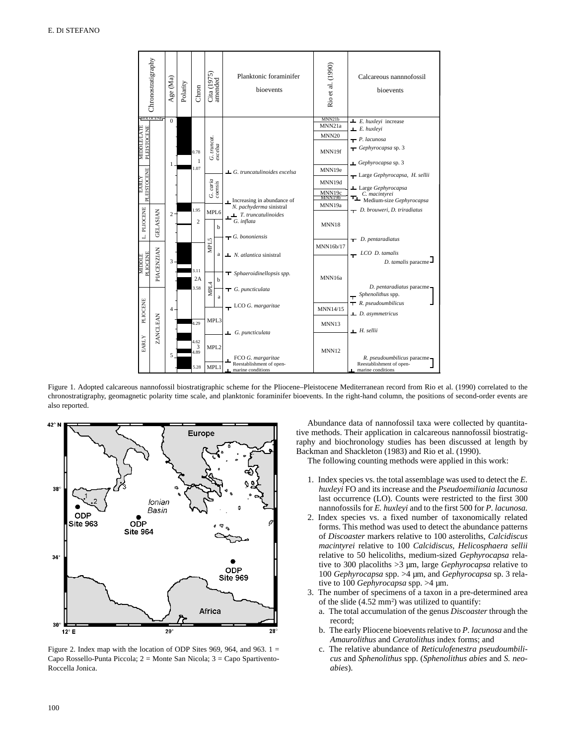Figure 1. Adopted calcareous nannofossil biostratigraphic scheme for the Pliocene–Pleistocene Mediterranean record from Rio et al. (1990) correlated to the chronostratigraphy, geomagnetic polarity time scale, and planktonic foraminifer bioevents. In the right-hand column, the positions of second-order events are also reported.

Figure 2. Index map with the location of ODP Sites 969, 964, and 963. 1 = Capo Rossello-Punta Piccola; 2 = Monte San Nicola; 3 = Capo Spartivento-Roccella Jonica.

Abundance data of nannofossil taxa were collected by quantitative methods. Their application in calcareous nannofossil biostratigraphy and biochronology studies has been discussed at length by Backman and Shackleton (1983) and Rio et al. (1990).

The following counting methods were applied in this work:

1. Index species vs. the total assemblage was used to detect the *E. huxleyi* FO and its increase and the *Pseudoemiliania lacunosa* last occurrence (LO). Counts were restricted to the first 300 nannofossils for *E. huxleyi* and to the first 500 for *P. lacunosa.*
2. Index species vs. a fixed number of taxonomically related forms. This method was used to detect the abundance patterns of *Discoaster* markers relative to 100 asteroliths, *Calcidiscus macintyrei* relative to 100 *Calcidiscus, Helicosphaera sellii* relative to 50 helicoliths, medium-sized *Gephyrocapsa* relative to 300 placoliths >3 µm, large *Gephyrocapsa* relative to 100 *Gephyrocapsa* spp. >4 µm, and *Gephyrocapsa* sp. 3 relative to 100 *Gephyrocapsa* spp. >4 µm.
3. The number of specimens of a taxon in a pre-determined area of the slide (4.52 mm$^2$) was utilized to quantify:
   a. The total accumulation of the genus *Discoaster* through the record;
   b. The early Pliocene bioevents relative to *P. lacunosa* and the *Amaurolithus* and *Ceratolithus* index forms; and
   c. The relative abundance of *Reticulofenestra pseudoumbilicus* and *Sphenolithus* spp. (*Sphenolithus abies* and *S. neoabies*).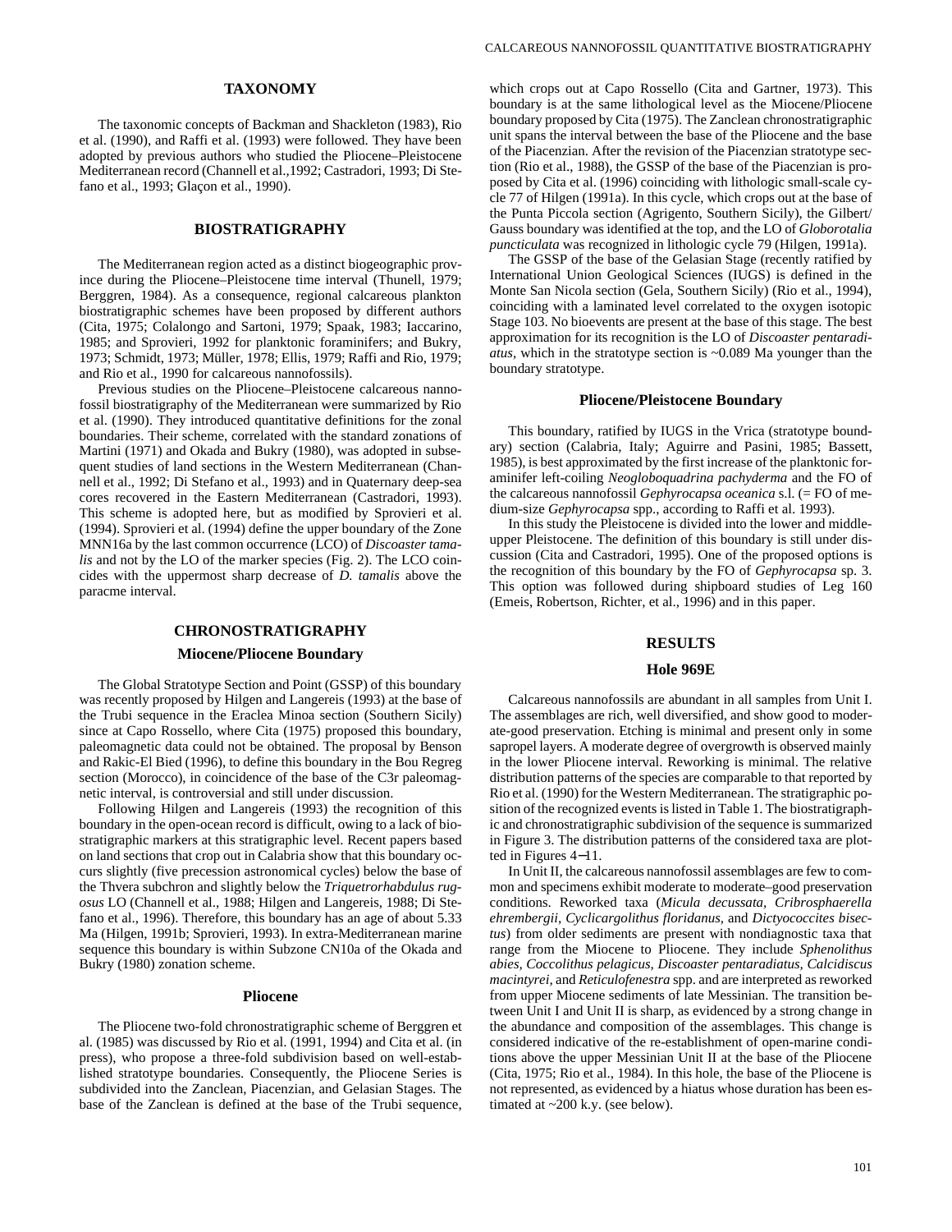## TAXONOMY

The taxonomic concepts of Backman and Shackleton (1983), Rio et al. (1990), and Raffi et al. (1993) were followed. They have been adopted by previous authors who studied the Pliocene–Pleistocene Mediterranean record (Channell et al.,1992; Castradori, 1993; Di Stefano et al., 1993; Glaçon et al., 1990).

## BIOSTRATIGRAPHY

The Mediterranean region acted as a distinct biogeographic province during the Pliocene–Pleistocene time interval (Thunell, 1979; Berggren, 1984). As a consequence, regional calcareous plankton biostratigraphic schemes have been proposed by different authors (Cita, 1975; Colalongo and Sartoni, 1979; Spaak, 1983; Iaccarino, 1985; and Sprovieri, 1992 for planktonic foraminifers; and Bukry, 1973; Schmidt, 1973; Müller, 1978; Ellis, 1979; Raffi and Rio, 1979; and Rio et al., 1990 for calcareous nannofossils).

Previous studies on the Pliocene–Pleistocene calcareous nannofossil biostratigraphy of the Mediterranean were summarized by Rio et al. (1990). They introduced quantitative definitions for the zonal boundaries. Their scheme, correlated with the standard zonations of Martini (1971) and Okada and Bukry (1980), was adopted in subsequent studies of land sections in the Western Mediterranean (Channell et al., 1992; Di Stefano et al., 1993) and in Quaternary deep-sea cores recovered in the Eastern Mediterranean (Castradori, 1993). This scheme is adopted here, but as modified by Sprovieri et al. (1994). Sprovieri et al. (1994) define the upper boundary of the Zone MNN16a by the last common occurrence (LCO) of *Discoaster tamalis* and not by the LO of the marker species (Fig. 2). The LCO coincides with the uppermost sharp decrease of *D. tamalis* above the paracme interval.

## CHRONOSTRATIGRAPHY

### Miocene/Pliocene Boundary

The Global Stratotype Section and Point (GSSP) of this boundary was recently proposed by Hilgen and Langereis (1993) at the base of the Trubi sequence in the Eraclea Minoa section (Southern Sicily) since at Capo Rossello, where Cita (1975) proposed this boundary, paleomagnetic data could not be obtained. The proposal by Benson and Rakic-El Bied (1996), to define this boundary in the Bou Regreg section (Morocco), in coincidence of the base of the C3r paleomagnetic interval, is controversial and still under discussion.

Following Hilgen and Langereis (1993) the recognition of this boundary in the open-ocean record is difficult, owing to a lack of biostratigraphic markers at this stratigraphic level. Recent papers based on land sections that crop out in Calabria show that this boundary occurs slightly (five precession astronomical cycles) below the base of the Thvera subchron and slightly below the *Triquetrorhabdulus rugosus* LO (Channell et al., 1988; Hilgen and Langereis, 1988; Di Stefano et al., 1996). Therefore, this boundary has an age of about 5.33 Ma (Hilgen, 1991b; Sprovieri, 1993). In extra-Mediterranean marine sequence this boundary is within Subzone CN10a of the Okada and Bukry (1980) zonation scheme.

### Pliocene

The Pliocene two-fold chronostratigraphic scheme of Berggren et al. (1985) was discussed by Rio et al. (1991, 1994) and Cita et al. (in press), who propose a three-fold subdivision based on well-established stratotype boundaries. Consequently, the Pliocene Series is subdivided into the Zanclean, Piacenzian, and Gelasian Stages. The base of the Zanclean is defined at the base of the Trubi sequence, which crops out at Capo Rossello (Cita and Gartner, 1973). This boundary is at the same lithological level as the Miocene/Pliocene boundary proposed by Cita (1975). The Zanclean chronostratigraphic unit spans the interval between the base of the Pliocene and the base of the Piacenzian. After the revision of the Piacenzian stratotype section (Rio et al., 1988), the GSSP of the base of the Piacenzian is proposed by Cita et al. (1996) coinciding with lithologic small-scale cycle 77 of Hilgen (1991a). In this cycle, which crops out at the base of the Punta Piccola section (Agrigento, Southern Sicily), the Gilbert/Gauss boundary was identified at the top, and the LO of *Globorotalia puncticulata* was recognized in lithologic cycle 79 (Hilgen, 1991a).

The GSSP of the base of the Gelasian Stage (recently ratified by International Union Geological Sciences (IUGS) is defined in the Monte San Nicola section (Gela, Southern Sicily) (Rio et al., 1994), coinciding with a laminated level correlated to the oxygen isotopic Stage 103. No bioevents are present at the base of this stage. The best approximation for its recognition is the LO of *Discoaster pentaradiatus*, which in the stratotype section is ~0.089 Ma younger than the boundary stratotype.

### Pliocene/Pleistocene Boundary

This boundary, ratified by IUGS in the Vrica (stratotype boundary) section (Calabria, Italy; Aguirre and Pasini, 1985; Bassett, 1985), is best approximated by the first increase of the planktonic foraminifer left-coiling *Neogloboquadrina pachyderma* and the FO of the calcareous nannofossil *Gephyrocapsa oceanica* s.l. (= FO of medium-size *Gephyrocapsa* spp., according to Raffi et al. 1993).

In this study the Pleistocene is divided into the lower and middle-upper Pleistocene. The definition of this boundary is still under discussion (Cita and Castradori, 1995). One of the proposed options is the recognition of this boundary by the FO of *Gephyrocapsa* sp. 3. This option was followed during shipboard studies of Leg 160 (Emeis, Robertson, Richter, et al., 1996) and in this paper.

## RESULTS

### Hole 969E

Calcareous nannofossils are abundant in all samples from Unit I. The assemblages are rich, well diversified, and show good to moderate-good preservation. Etching is minimal and present only in some sapropel layers. A moderate degree of overgrowth is observed mainly in the lower Pliocene interval. Reworking is minimal. The relative distribution patterns of the species are comparable to that reported by Rio et al. (1990) for the Western Mediterranean. The stratigraphic position of the recognized events is listed in Table 1. The biostratigraphic and chronostratigraphic subdivision of the sequence is summarized in Figure 3. The distribution patterns of the considered taxa are plotted in Figures 4–11.

In Unit II, the calcareous nannofossil assemblages are few to common and specimens exhibit moderate to moderate–good preservation conditions. Reworked taxa (*Micula decussata*, *Cribrosphaerella ehrembergii*, *Cyclicargolithus floridanus*, and *Dictyococcites bisectus*) from older sediments are present with nondiagnostic taxa that range from the Miocene to Pliocene. They include *Sphenolithus abies*, *Coccolithus pelagicus*, *Discoaster pentaradiatus*, *Calcidiscus macintyrei*, and *Reticulofenestra* spp. and are interpreted as reworked from upper Miocene sediments of late Messinian. The transition between Unit I and Unit II is sharp, as evidenced by a strong change in the abundance and composition of the assemblages. This change is considered indicative of the re-establishment of open-marine conditions above the upper Messinian Unit II at the base of the Pliocene (Cita, 1975; Rio et al., 1984). In this hole, the base of the Pliocene is not represented, as evidenced by a hiatus whose duration has been estimated at ~200 k.y. (see below).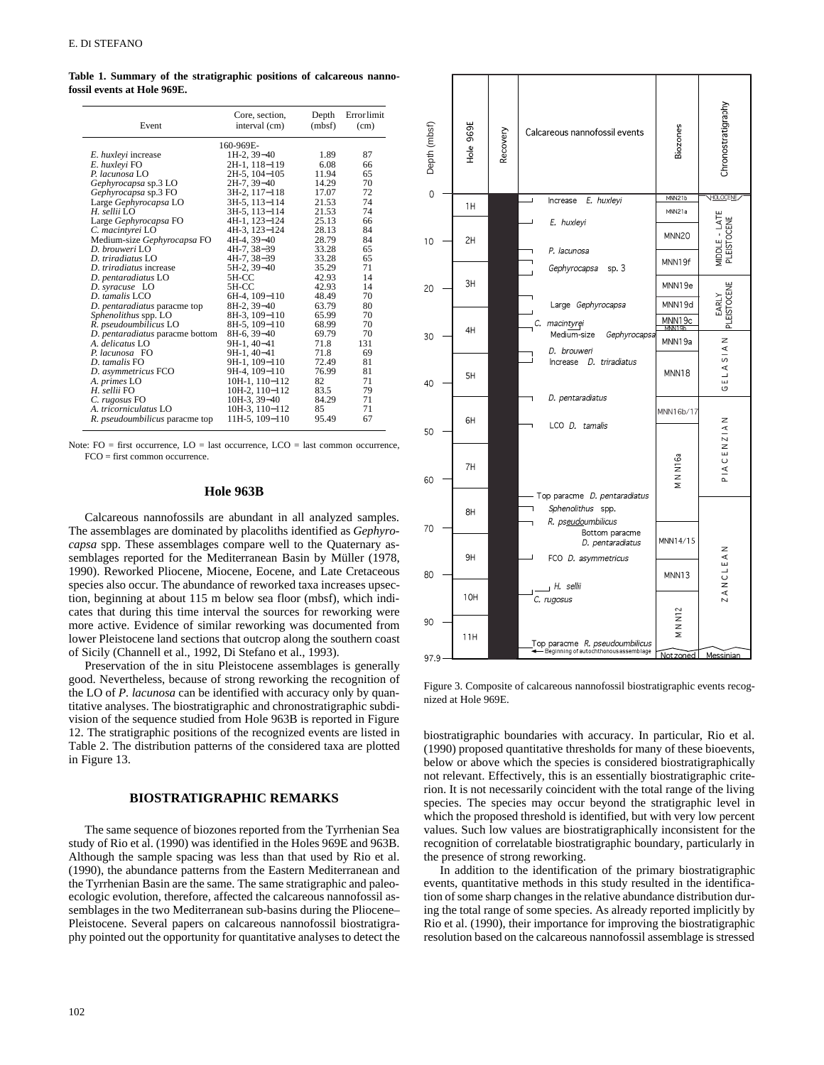**Table 1. Summary of the stratigraphic positions of calcareous nannofossil events at Hole 969E.**

| Event | Core, section, interval (cm) | Depth (mbsf) | Error limit (cm) |
|---|---|---|---|
| | 160-969E- | | |
| *E. huxleyi* increase | 1H-2, 39−40 | 1.89 | 87 |
| *E. huxleyi* FO | 2H-1, 118−119 | 6.08 | 66 |
| *P. lacunosa* LO | 2H-5, 104−105 | 11.94 | 65 |
| *Gephyrocapsa* sp.3 LO | 2H-7, 39−40 | 14.29 | 70 |
| *Gephyrocapsa* sp.3 FO | 3H-2, 117−118 | 17.07 | 72 |
| Large *Gephyrocapsa* LO | 3H-5, 113−114 | 21.53 | 74 |
| *H. sellii* LO | 3H-5, 113−114 | 21.53 | 74 |
| Large *Gephyrocapsa* FO | 4H-1, 123−124 | 25.13 | 66 |
| *C. macintyrei* LO | 4H-3, 123−124 | 28.13 | 84 |
| Medium-size *Gephyrocapsa* FO | 4H-4, 39−40 | 28.79 | 84 |
| *D. brouweri* LO | 4H-7, 38−39 | 33.28 | 65 |
| *D. triradiatus* LO | 4H-7, 38−39 | 33.28 | 65 |
| *D. triradiatus* increase | 5H-2, 39−40 | 35.29 | 71 |
| *D. pentaradiatus* LO | 5H-CC | 42.93 | 14 |
| *D. syracuse* LO | 5H-CC | 42.93 | 14 |
| *D. tamalis* LCO | 6H-4, 109−110 | 48.49 | 70 |
| *D. pentaradiatus* paracme top | 8H-2, 39−40 | 63.79 | 80 |
| *Sphenolithus* spp. LO | 8H-3, 109−110 | 65.99 | 70 |
| *R. pseudoumbilicus* LO | 8H-5, 109−110 | 68.99 | 70 |
| *D. pentaradiatus* paracme bottom | 8H-6, 39−40 | 69.79 | 70 |
| *A. delicatus* LO | 9H-1, 40−41 | 71.8 | 131 |
| *P. lacunosa* FO | 9H-1, 40−41 | 71.8 | 69 |
| *D. tamalis* FO | 9H-1, 109−110 | 72.49 | 81 |
| *D. asymmetricus* FCO | 9H-4, 109−110 | 76.99 | 81 |
| *A. primes* LO | 10H-1, 110−112 | 82 | 71 |
| *H. sellii* FO | 10H-2, 110−112 | 83.5 | 79 |
| *C. rugosus* FO | 10H-3, 39−40 | 84.29 | 71 |
| *A. tricorniculatus* LO | 10H-3, 110−112 | 85 | 71 |
| *R. pseudoumbilicus* paracme top | 11H-5, 109−110 | 95.49 | 67 |

Note: FO = first occurrence, LO = last occurrence, LCO = last common occurrence, FCO = first common occurrence.

## Hole 963B

Calcareous nannofossils are abundant in all analyzed samples. The assemblages are dominated by placoliths identified as *Gephyrocapsa* spp. These assemblages compare well to the Quaternary assemblages reported for the Mediterranean Basin by Müller (1978, 1990). Reworked Pliocene, Miocene, Eocene, and Late Cretaceous species also occur. The abundance of reworked taxa increases upsection, beginning at about 115 m below sea floor (mbsf), which indicates that during this time interval the sources for reworking were more active. Evidence of similar reworking was documented from lower Pleistocene land sections that outcrop along the southern coast of Sicily (Channell et al., 1992, Di Stefano et al., 1993).

Preservation of the in situ Pleistocene assemblages is generally good. Nevertheless, because of strong reworking the recognition of the LO of *P. lacunosa* can be identified with accuracy only by quantitative analyses. The biostratigraphic and chronostratigraphic subdivision of the sequence studied from Hole 963B is reported in Figure 12. The stratigraphic positions of the recognized events are listed in Table 2. The distribution patterns of the considered taxa are plotted in Figure 13.

## BIOSTRATIGRAPHIC REMARKS

The same sequence of biozones reported from the Tyrrhenian Sea study of Rio et al. (1990) was identified in the Holes 969E and 963B. Although the sample spacing was less than that used by Rio et al. (1990), the abundance patterns from the Eastern Mediterranean and the Tyrrhenian Basin are the same. The same stratigraphic and paleoecologic evolution, therefore, affected the calcareous nannofossil assemblages in the two Mediterranean sub-basins during the Pliocene–Pleistocene. Several papers on calcareous nannofossil biostratigraphy pointed out the opportunity for quantitative analyses to detect the biostratigraphic boundaries with accuracy. In particular, Rio et al. (1990) proposed quantitative thresholds for many of these bioevents, below or above which the species is considered biostratigraphically not relevant. Effectively, this is an essentially biostratigraphic criterion. It is not necessarily coincident with the total range of the living species. The species may occur beyond the stratigraphic level in which the proposed threshold is identified, but with very low percent values. Such low values are biostratigraphically inconsistent for the recognition of correlatable biostratigraphic boundary, particularly in the presence of strong reworking.

In addition to the identification of the primary biostratigraphic events, quantitative methods in this study resulted in the identification of some sharp changes in the relative abundance distribution during the total range of some species. As already reported implicitly by Rio et al. (1990), their importance for improving the biostratigraphic resolution based on the calcareous nannofossil assemblage is stressed

Figure 3. Composite of calcareous nannofossil biostratigraphic events recognized at Hole 969E.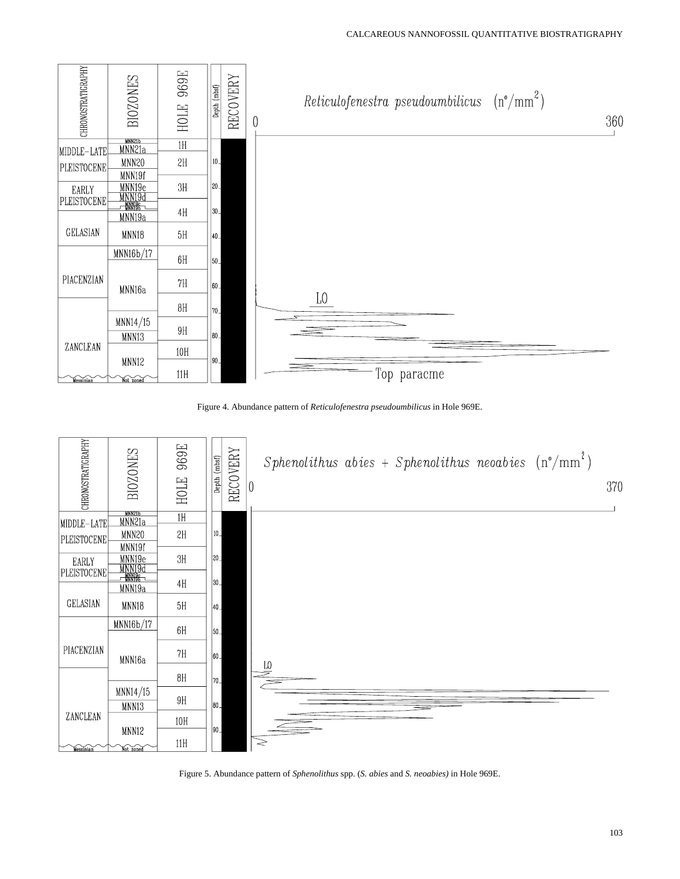Figure 4. Abundance pattern of *Reticulofenestra pseudoumbilicus* in Hole 969E.

Figure 5. Abundance pattern of *Sphenolithus* spp. (*S. abies* and *S. neoabies)* in Hole 969E.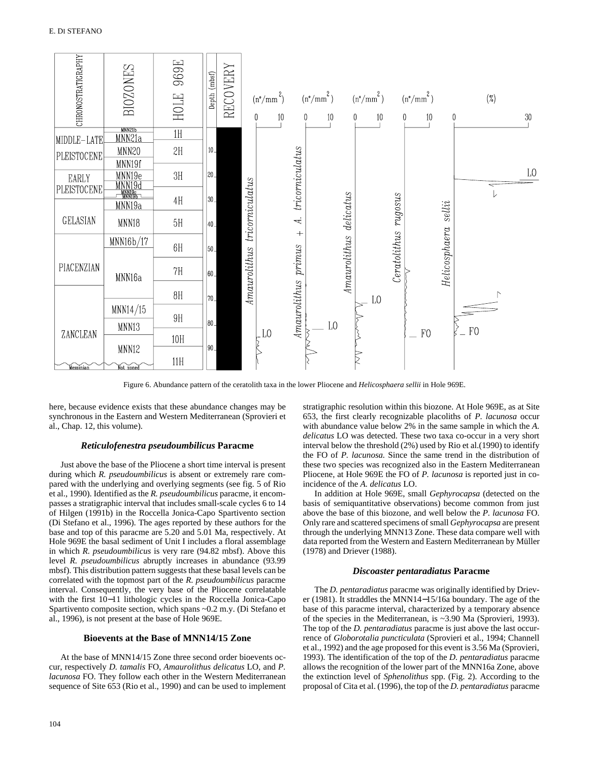Figure 6. Abundance pattern of the ceratolith taxa in the lower Pliocene and *Helicosphaera sellii* in Hole 969E.

here, because evidence exists that these abundance changes may be synchronous in the Eastern and Western Mediterranean (Sprovieri et al., Chap. 12, this volume).

### *Reticulofenestra pseudoumbilicus* Paracme

Just above the base of the Pliocene a short time interval is present during which *R. pseudoumbilicus* is absent or extremely rare compared with the underlying and overlying segments (see fig. 5 of Rio et al., 1990). Identified as the *R. pseudoumbilicus* paracme, it encompasses a stratigraphic interval that includes small-scale cycles 6 to 14 of Hilgen (1991b) in the Roccella Jonica-Capo Spartivento section (Di Stefano et al., 1996). The ages reported by these authors for the base and top of this paracme are 5.20 and 5.01 Ma, respectively. At Hole 969E the basal sediment of Unit I includes a floral assemblage in which *R. pseudoumbilicus* is very rare (94.82 mbsf). Above this level *R. pseudoumbilicus* abruptly increases in abundance (93.99 mbsf). This distribution pattern suggests that these basal levels can be correlated with the topmost part of the *R. pseudoumbilicus* paracme interval. Consequently, the very base of the Pliocene correlatable with the first 10−11 lithologic cycles in the Roccella Jonica-Capo Spartivento composite section, which spans ~0.2 m.y. (Di Stefano et al., 1996), is not present at the base of Hole 969E.

### Bioevents at the Base of MNN14/15 Zone

At the base of MNN14/15 Zone three second order bioevents occur, respectively *D. tamalis* FO, *Amaurolithus delicatus* LO, and *P. lacunosa* FO. They follow each other in the Western Mediterranean sequence of Site 653 (Rio et al., 1990) and can be used to implement stratigraphic resolution within this biozone. At Hole 969E, as at Site 653, the first clearly recognizable placoliths of *P. lacunosa* occur with abundance value below 2% in the same sample in which the *A. delicatus* LO was detected. These two taxa co-occur in a very short interval below the threshold (2%) used by Rio et al.(1990) to identify the FO of *P. lacunosa.* Since the same trend in the distribution of these two species was recognized also in the Eastern Mediterranean Pliocene, at Hole 969E the FO of *P. lacunosa* is reported just in coincidence of the *A. delicatus* LO.

In addition at Hole 969E, small *Gephyrocapsa* (detected on the basis of semiquantitative observations) become common from just above the base of this biozone, and well below the *P. lacunosa* FO. Only rare and scattered specimens of small *Gephyrocapsa* are present through the underlying MNN13 Zone. These data compare well with data reported from the Western and Eastern Mediterranean by Müller (1978) and Driever (1988).

### *Discoaster pentaradiatus* Paracme

The *D. pentaradiatus* paracme was originally identified by Driever (1981). It straddles the MNN14−15/16a boundary. The age of the base of this paracme interval, characterized by a temporary absence of the species in the Mediterranean, is ~3.90 Ma (Sprovieri, 1993). The top of the *D. pentaradiatus* paracme is just above the last occurrence of *Globorotalia puncticulata* (Sprovieri et al., 1994; Channell et al., 1992) and the age proposed for this event is 3.56 Ma (Sprovieri, 1993). The identification of the top of the *D. pentaradiatus* paracme allows the recognition of the lower part of the MNN16a Zone, above the extinction level of *Sphenolithus* spp. (Fig. 2). According to the proposal of Cita et al. (1996), the top of the *D. pentaradiatus* paracme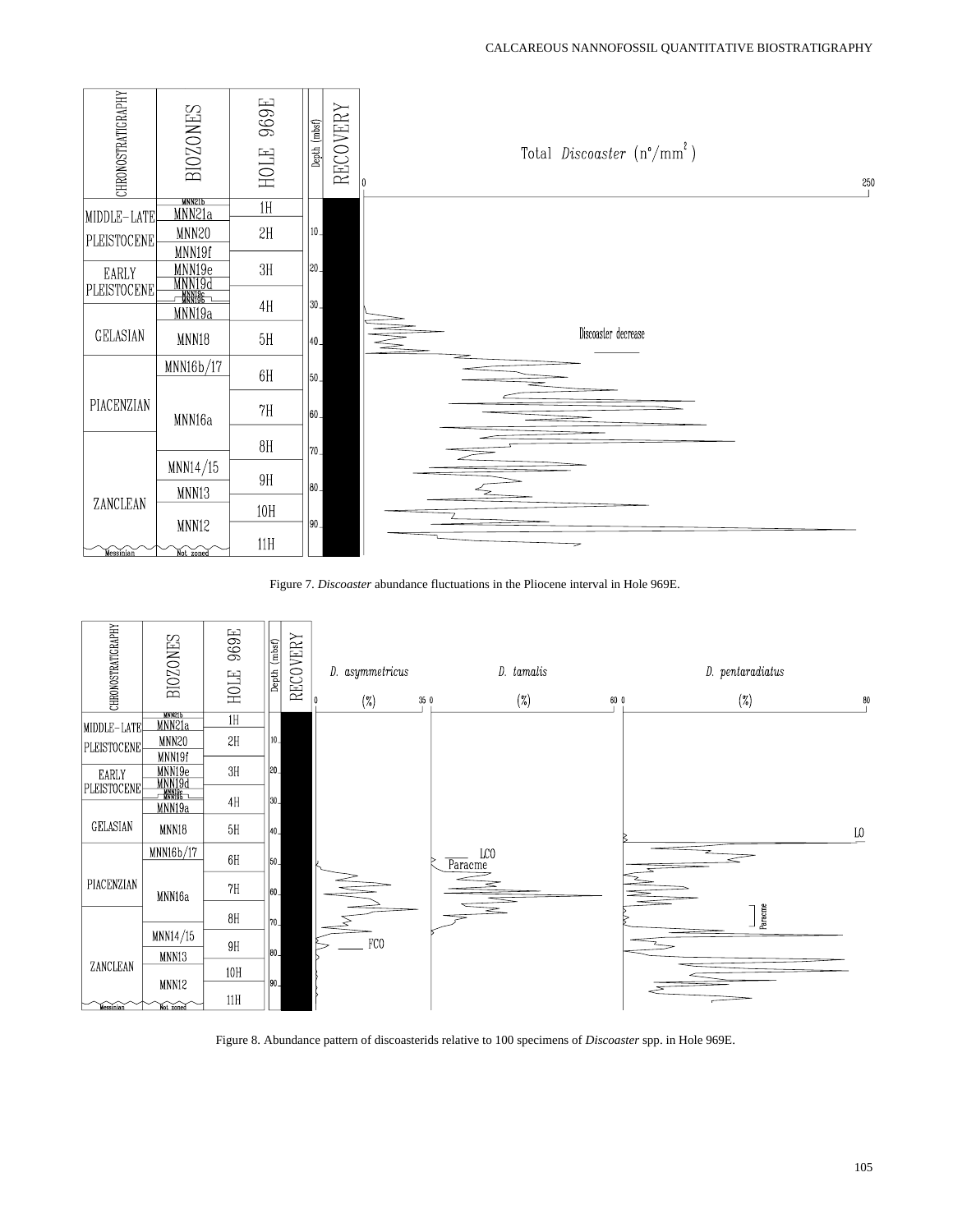Figure 7. *Discoaster* abundance fluctuations in the Pliocene interval in Hole 969E.

Figure 8. Abundance pattern of discoasterids relative to 100 specimens of *Discoaster* spp. in Hole 969E.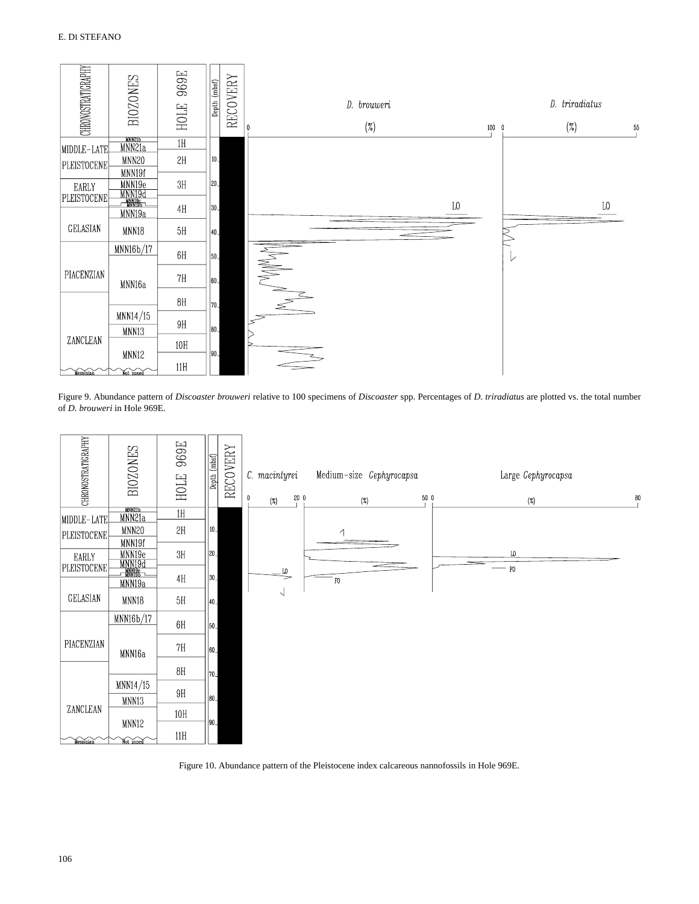Figure 9. Abundance pattern of *Discoaster brouweri* relative to 100 specimens of *Discoaster* spp. Percentages of *D. triradiatus* are plotted vs. the total number of *D. brouweri* in Hole 969E.

Figure 10. Abundance pattern of the Pleistocene index calcareous nannofossils in Hole 969E.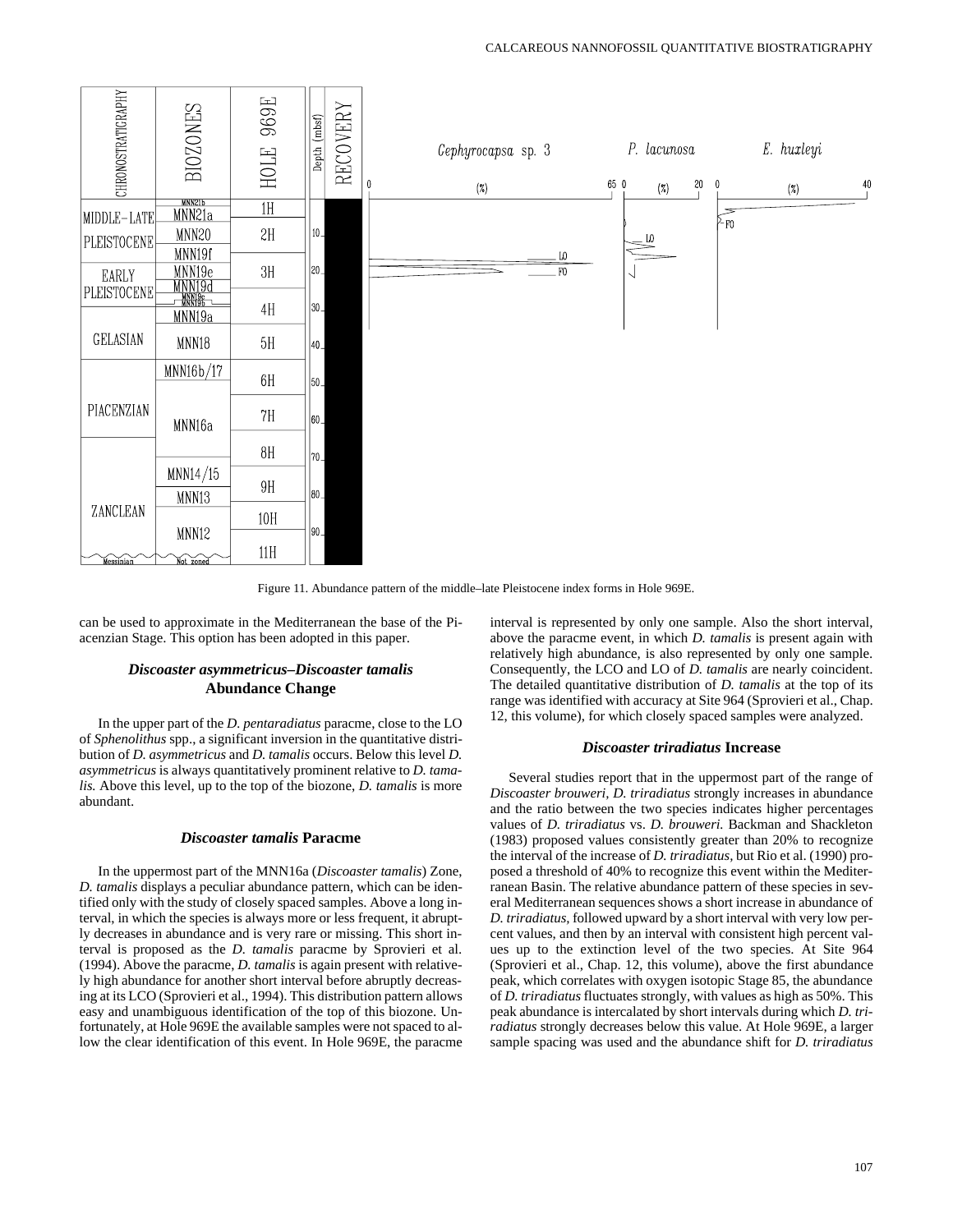Figure 11. Abundance pattern of the middle–late Pleistocene index forms in Hole 969E.

can be used to approximate in the Mediterranean the base of the Piacenzian Stage. This option has been adopted in this paper.

### *Discoaster asymmetricus–Discoaster tamalis* Abundance Change

In the upper part of the *D. pentaradiatus* paracme, close to the LO of *Sphenolithus* spp., a significant inversion in the quantitative distribution of *D. asymmetricus* and *D. tamalis* occurs. Below this level *D. asymmetricus* is always quantitatively prominent relative to *D. tamalis.* Above this level, up to the top of the biozone, *D. tamalis* is more abundant.

### *Discoaster tamalis* Paracme

In the uppermost part of the MNN16a (*Discoaster tamalis*) Zone, *D. tamalis* displays a peculiar abundance pattern, which can be identified only with the study of closely spaced samples. Above a long interval, in which the species is always more or less frequent, it abruptly decreases in abundance and is very rare or missing. This short interval is proposed as the *D. tamalis* paracme by Sprovieri et al. (1994). Above the paracme, *D. tamalis* is again present with relatively high abundance for another short interval before abruptly decreasing at its LCO (Sprovieri et al., 1994). This distribution pattern allows easy and unambiguous identification of the top of this biozone. Unfortunately, at Hole 969E the available samples were not spaced to allow the clear identification of this event. In Hole 969E, the paracme interval is represented by only one sample. Also the short interval, above the paracme event, in which *D. tamalis* is present again with relatively high abundance, is also represented by only one sample. Consequently, the LCO and LO of *D. tamalis* are nearly coincident. The detailed quantitative distribution of *D. tamalis* at the top of its range was identified with accuracy at Site 964 (Sprovieri et al., Chap. 12, this volume), for which closely spaced samples were analyzed.

### *Discoaster triradiatus* Increase

Several studies report that in the uppermost part of the range of *Discoaster brouweri, D. triradiatus* strongly increases in abundance and the ratio between the two species indicates higher percentages values of *D. triradiatus* vs. *D. brouweri.* Backman and Shackleton (1983) proposed values consistently greater than 20% to recognize the interval of the increase of *D. triradiatus,* but Rio et al. (1990) proposed a threshold of 40% to recognize this event within the Mediterranean Basin. The relative abundance pattern of these species in several Mediterranean sequences shows a short increase in abundance of *D. triradiatus,* followed upward by a short interval with very low percent values, and then by an interval with consistent high percent values up to the extinction level of the two species. At Site 964 (Sprovieri et al., Chap. 12, this volume), above the first abundance peak, which correlates with oxygen isotopic Stage 85, the abundance of *D. triradiatus* fluctuates strongly, with values as high as 50%. This peak abundance is intercalated by short intervals during which *D. triradiatus* strongly decreases below this value. At Hole 969E, a larger sample spacing was used and the abundance shift for *D. triradiatus*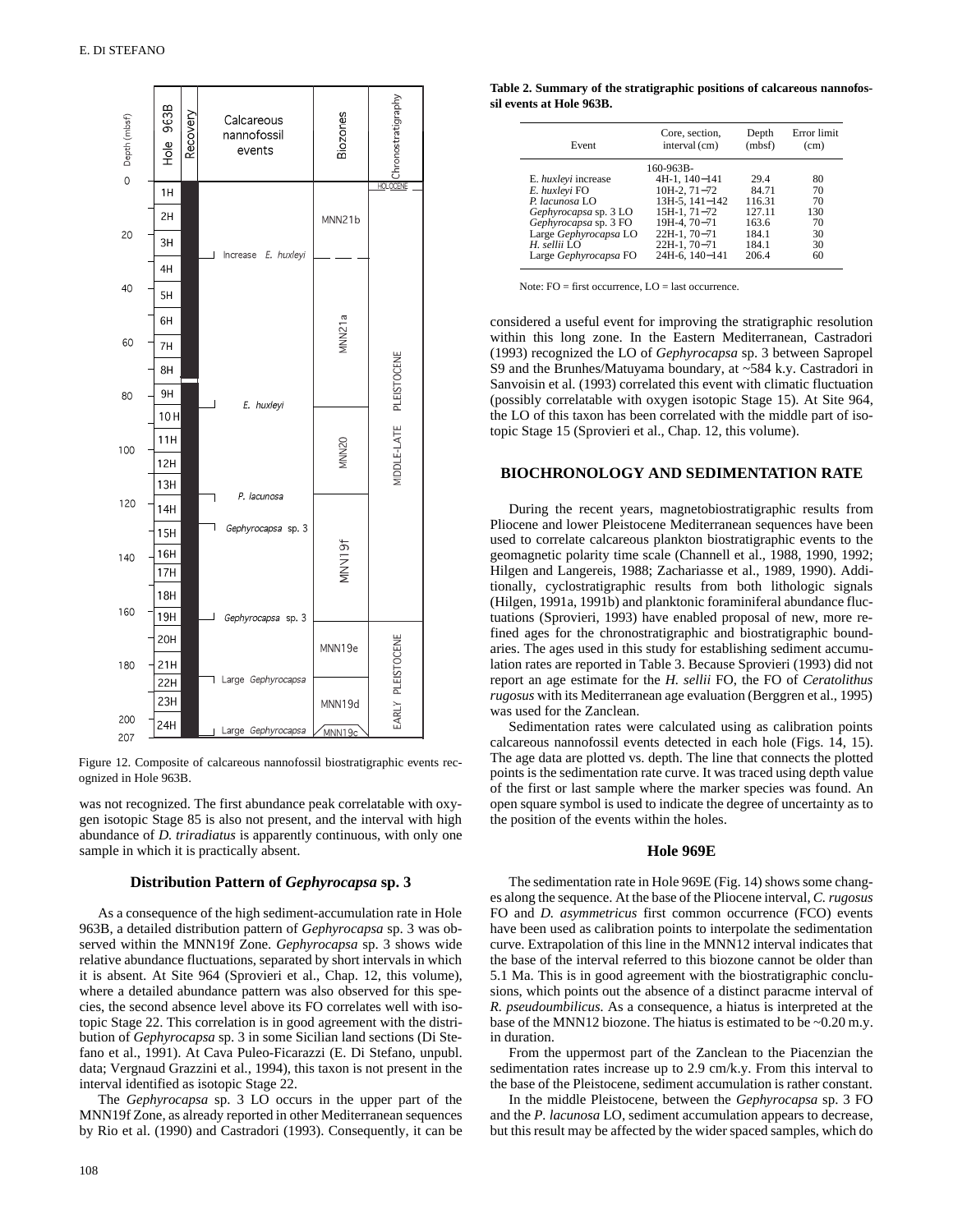Figure 12. Composite of calcareous nannofossil biostratigraphic events recognized in Hole 963B.

was not recognized. The first abundance peak correlatable with oxygen isotopic Stage 85 is also not present, and the interval with high abundance of *D. triradiatus* is apparently continuous, with only one sample in which it is practically absent.

### Distribution Pattern of *Gephyrocapsa* sp. 3

As a consequence of the high sediment-accumulation rate in Hole 963B, a detailed distribution pattern of *Gephyrocapsa* sp. 3 was observed within the MNN19f Zone. *Gephyrocapsa* sp. 3 shows wide relative abundance fluctuations, separated by short intervals in which it is absent. At Site 964 (Sprovieri et al., Chap. 12, this volume), where a detailed abundance pattern was also observed for this species, the second absence level above its FO correlates well with isotopic Stage 22. This correlation is in good agreement with the distribution of *Gephyrocapsa* sp. 3 in some Sicilian land sections (Di Stefano et al., 1991). At Cava Puleo-Ficarazzi (E. Di Stefano, unpubl. data; Vergnaud Grazzini et al., 1994), this taxon is not present in the interval identified as isotopic Stage 22.

The *Gephyrocapsa* sp. 3 LO occurs in the upper part of the MNN19f Zone, as already reported in other Mediterranean sequences by Rio et al. (1990) and Castradori (1993). Consequently, it can be considered a useful event for improving the stratigraphic resolution within this long zone. In the Eastern Mediterranean, Castradori (1993) recognized the LO of *Gephyrocapsa* sp. 3 between Sapropel S9 and the Brunhes/Matuyama boundary, at ~584 k.y. Castradori in Sanvoisin et al. (1993) correlated this event with climatic fluctuation (possibly correlatable with oxygen isotopic Stage 15). At Site 964, the LO of this taxon has been correlated with the middle part of isotopic Stage 15 (Sprovieri et al., Chap. 12, this volume).

**Table 2. Summary of the stratigraphic positions of calcareous nannofossil events at Hole 963B.**

| Event | Core, section, interval (cm) | Depth (mbsf) | Error limit (cm) |
|---|---|---|---|
| | 160-963B- | | |
| E. *huxleyi* increase | 4H-1, 140−141 | 29.4 | 80 |
| *E. huxleyi* FO | 10H-2, 71−72 | 84.71 | 70 |
| *P. lacunosa* LO | 13H-5, 141−142 | 116.31 | 70 |
| *Gephyrocapsa* sp. 3 LO | 15H-1, 71−72 | 127.11 | 130 |
| *Gephyrocapsa* sp. 3 FO | 19H-4, 70−71 | 163.6 | 70 |
| Large *Gephyrocapsa* LO | 22H-1, 70−71 | 184.1 | 30 |
| *H. sellii* LO | 22H-1, 70−71 | 184.1 | 30 |
| Large *Gephyrocapsa* FO | 24H-6, 140−141 | 206.4 | 60 |

Note: FO = first occurrence, LO = last occurrence.

## BIOCHRONOLOGY AND SEDIMENTATION RATE

During the recent years, magnetobiostratigraphic results from Pliocene and lower Pleistocene Mediterranean sequences have been used to correlate calcareous plankton biostratigraphic events to the geomagnetic polarity time scale (Channell et al., 1988, 1990, 1992; Hilgen and Langereis, 1988; Zachariasse et al., 1989, 1990). Additionally, cyclostratigraphic results from both lithologic signals (Hilgen, 1991a, 1991b) and planktonic foraminiferal abundance fluctuations (Sprovieri, 1993) have enabled proposal of new, more refined ages for the chronostratigraphic and biostratigraphic boundaries. The ages used in this study for establishing sediment accumulation rates are reported in Table 3. Because Sprovieri (1993) did not report an age estimate for the *H. sellii* FO, the FO of *Ceratolithus rugosus* with its Mediterranean age evaluation (Berggren et al., 1995) was used for the Zanclean.

Sedimentation rates were calculated using as calibration points calcareous nannofossil events detected in each hole (Figs. 14, 15). The age data are plotted vs. depth. The line that connects the plotted points is the sedimentation rate curve. It was traced using depth value of the first or last sample where the marker species was found. An open square symbol is used to indicate the degree of uncertainty as to the position of the events within the holes.

### Hole 969E

The sedimentation rate in Hole 969E (Fig. 14) shows some changes along the sequence. At the base of the Pliocene interval, *C. rugosus* FO and *D. asymmetricus* first common occurrence (FCO) events have been used as calibration points to interpolate the sedimentation curve. Extrapolation of this line in the MNN12 interval indicates that the base of the interval referred to this biozone cannot be older than 5.1 Ma. This is in good agreement with the biostratigraphic conclusions, which points out the absence of a distinct paracme interval of *R. pseudoumbilicus.* As a consequence, a hiatus is interpreted at the base of the MNN12 biozone. The hiatus is estimated to be ~0.20 m.y. in duration.

From the uppermost part of the Zanclean to the Piacenzian the sedimentation rates increase up to 2.9 cm/k.y. From this interval to the base of the Pleistocene, sediment accumulation is rather constant.

In the middle Pleistocene, between the *Gephyrocapsa* sp. 3 FO and the *P. lacunosa* LO, sediment accumulation appears to decrease, but this result may be affected by the wider spaced samples, which do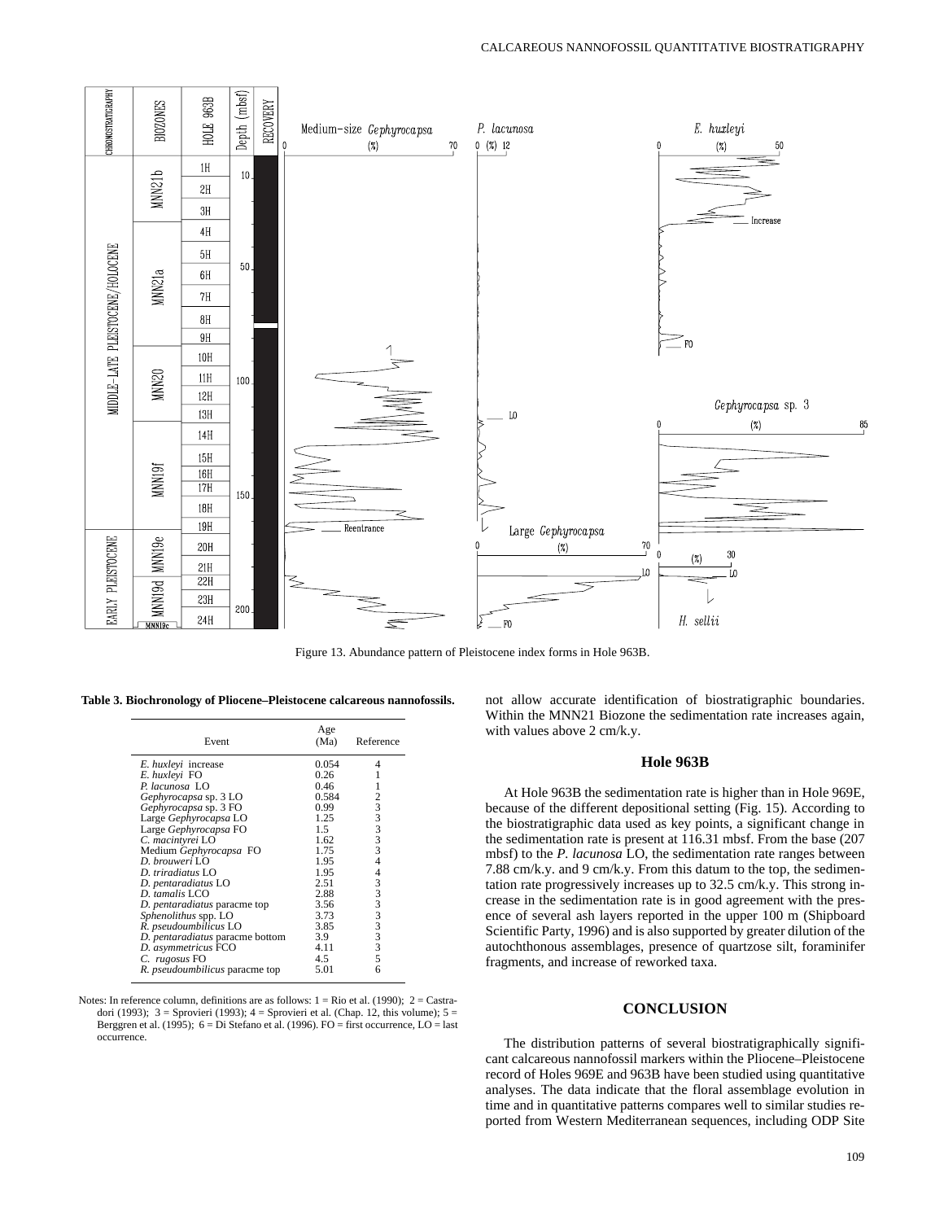Figure 13. Abundance pattern of Pleistocene index forms in Hole 963B.

**Table 3. Biochronology of Pliocene–Pleistocene calcareous nannofossils.**

| Event | Age (Ma) | Reference |
|---|---|---|
| *E. huxleyi* increase | 0.054 | 4 |
| *E. huxleyi* FO | 0.26 | 1 |
| *P. lacunosa* LO | 0.46 | 1 |
| *Gephyrocapsa* sp. 3 LO | 0.584 | 2 |
| *Gephyrocapsa* sp. 3 FO | 0.99 | 3 |
| Large *Gephyrocapsa* LO | 1.25 | 3 |
| Large *Gephyrocapsa* FO | 1.5 | 3 |
| *C. macintyrei* LO | 1.62 | 3 |
| Medium *Gephyrocapsa* FO | 1.75 | 3 |
| *D. brouweri* LO | 1.95 | 4 |
| *D. triradiatus* LO | 1.95 | 4 |
| *D. pentaradiatus* LO | 2.51 | 3 |
| *D. tamalis* LCO | 2.88 | 3 |
| *D. pentaradiatus* paracme top | 3.56 | 3 |
| *Sphenolithus* spp. LO | 3.73 | 3 |
| *R. pseudoumbilicus* LO | 3.85 | 3 |
| *D. pentaradiatus* paracme bottom | 3.9 | 3 |
| *D. asymmetricus* FCO | 4.11 | 3 |
| *C. rugosus* FO | 4.5 | 5 |
| *R. pseudoumbilicus* paracme top | 5.01 | 6 |

Notes: In reference column, definitions are as follows: 1 = Rio et al. (1990); 2 = Castradori (1993); 3 = Sprovieri (1993); 4 = Sprovieri et al. (Chap. 12, this volume); 5 = Berggren et al. (1995); 6 = Di Stefano et al. (1996). FO = first occurrence, LO = last occurrence.

not allow accurate identification of biostratigraphic boundaries. Within the MNN21 Biozone the sedimentation rate increases again, with values above 2 cm/k.y.

## Hole 963B

At Hole 963B the sedimentation rate is higher than in Hole 969E, because of the different depositional setting (Fig. 15). According to the biostratigraphic data used as key points, a significant change in the sedimentation rate is present at 116.31 mbsf. From the base (207 mbsf) to the *P. lacunosa* LO, the sedimentation rate ranges between 7.88 cm/k.y. and 9 cm/k.y. From this datum to the top, the sedimentation rate progressively increases up to 32.5 cm/k.y. This strong increase in the sedimentation rate is in good agreement with the presence of several ash layers reported in the upper 100 m (Shipboard Scientific Party, 1996) and is also supported by greater dilution of the autochthonous assemblages, presence of quartzose silt, foraminifer fragments, and increase of reworked taxa.

## CONCLUSION

The distribution patterns of several biostratigraphically significant calcareous nannofossil markers within the Pliocene–Pleistocene record of Holes 969E and 963B have been studied using quantitative analyses. The data indicate that the floral assemblage evolution in time and in quantitative patterns compares well to similar studies reported from Western Mediterranean sequences, including ODP Site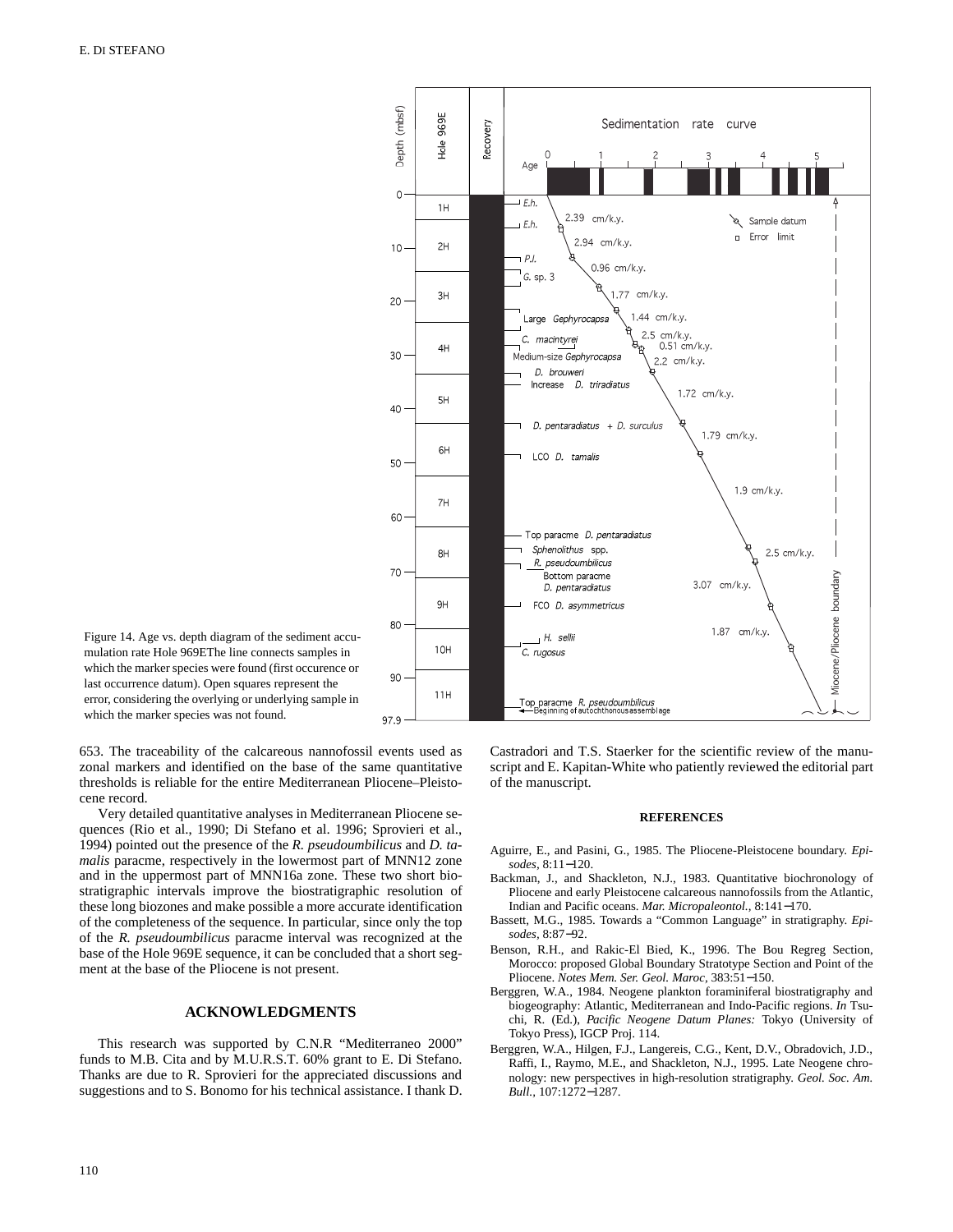Figure 14. Age vs. depth diagram of the sediment accumulation rate Hole 969EThe line connects samples in which the marker species were found (first occurence or last occurrence datum). Open squares represent the error, considering the overlying or underlying sample in which the marker species was not found.

653. The traceability of the calcareous nannofossil events used as zonal markers and identified on the base of the same quantitative thresholds is reliable for the entire Mediterranean Pliocene–Pleistocene record.

Very detailed quantitative analyses in Mediterranean Pliocene sequences (Rio et al., 1990; Di Stefano et al. 1996; Sprovieri et al., 1994) pointed out the presence of the *R. pseudoumbilicus* and *D. tamalis* paracme, respectively in the lowermost part of MNN12 zone and in the uppermost part of MNN16a zone. These two short biostratigraphic intervals improve the biostratigraphic resolution of these long biozones and make possible a more accurate identification of the completeness of the sequence. In particular, since only the top of the *R. pseudoumbilicus* paracme interval was recognized at the base of the Hole 969E sequence, it can be concluded that a short segment at the base of the Pliocene is not present.

## ACKNOWLEDGMENTS

This research was supported by C.N.R "Mediterraneo 2000" funds to M.B. Cita and by M.U.R.S.T. 60% grant to E. Di Stefano. Thanks are due to R. Sprovieri for the appreciated discussions and suggestions and to S. Bonomo for his technical assistance. I thank D. Castradori and T.S. Staerker for the scientific review of the manuscript and E. Kapitan-White who patiently reviewed the editorial part of the manuscript.

## REFERENCES

Aguirre, E., and Pasini, G., 1985. The Pliocene-Pleistocene boundary. *Episodes*, 8:11−120.

Backman, J., and Shackleton, N.J., 1983. Quantitative biochronology of Pliocene and early Pleistocene calcareous nannofossils from the Atlantic, Indian and Pacific oceans. *Mar. Micropaleontol.*, 8:141−170.

Bassett, M.G., 1985. Towards a "Common Language" in stratigraphy. *Episodes*, 8:87−92.

Benson, R.H., and Rakic-El Bied, K., 1996. The Bou Regreg Section, Morocco: proposed Global Boundary Stratotype Section and Point of the Pliocene. *Notes Mem. Ser. Geol. Maroc*, 383:51−150.

Berggren, W.A., 1984. Neogene plankton foraminiferal biostratigraphy and biogeography: Atlantic, Mediterranean and Indo-Pacific regions. *In* Tsuchi, R. (Ed.), *Pacific Neogene Datum Planes:* Tokyo (University of Tokyo Press), IGCP Proj. 114.

Berggren, W.A., Hilgen, F.J., Langereis, C.G., Kent, D.V., Obradovich, J.D., Raffi, I., Raymo, M.E., and Shackleton, N.J., 1995. Late Neogene chronology: new perspectives in high-resolution stratigraphy. *Geol. Soc. Am. Bull.*, 107:1272−1287.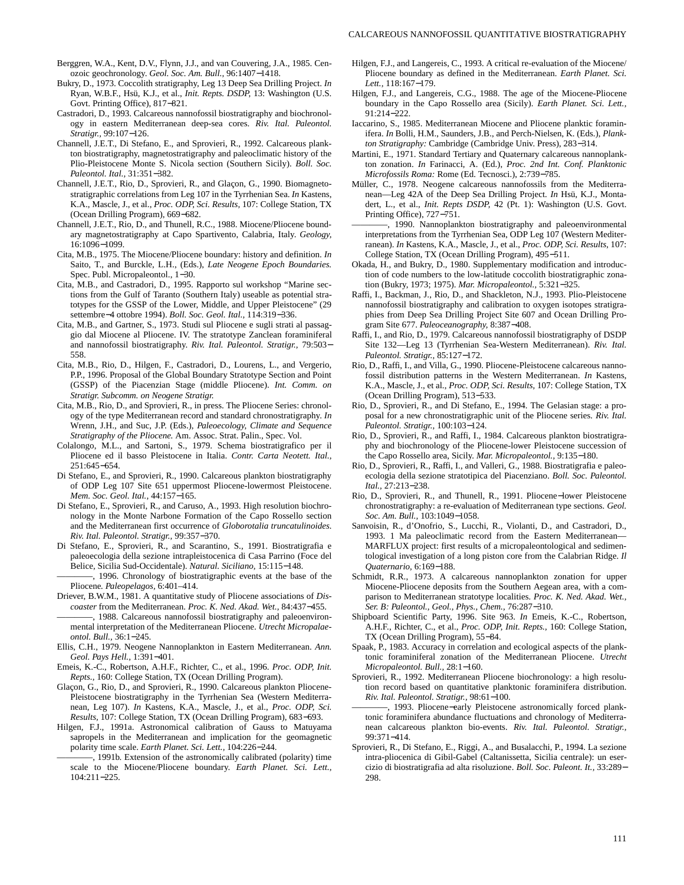Berggren, W.A., Kent, D.V., Flynn, J.J., and van Couvering, J.A., 1985. Cenozoic geochronology. *Geol. Soc. Am. Bull.,* 96:1407−1418.

Bukry, D., 1973. Coccolith stratigraphy, Leg 13 Deep Sea Drilling Project. *In* Ryan, W.B.F., Hsü, K.J., et al., *Init. Repts. DSDP,* 13: Washington (U.S. Govt. Printing Office), 817−821.

Castradori, D., 1993. Calcareous nannofossil biostratigraphy and biochronology in eastern Mediterranean deep-sea cores. *Riv. Ital. Paleontol. Stratigr.,* 99:107−126.

Channell, J.E.T., Di Stefano, E., and Sprovieri, R., 1992. Calcareous plankton biostratigraphy, magnetostratigraphy and paleoclimatic history of the Plio-Pleistocene Monte S. Nicola section (Southern Sicily). *Boll. Soc. Paleontol. Ital.,* 31:351−382.

Channell, J.E.T., Rio, D., Sprovieri, R., and Glaçon, G., 1990. Biomagnetostratigraphic correlations from Leg 107 in the Tyrrhenian Sea. *In* Kastens, K.A., Mascle, J., et al., *Proc. ODP, Sci. Results,* 107: College Station, TX (Ocean Drilling Program), 669−682.

Channell, J.E.T., Rio, D., and Thunell, R.C., 1988. Miocene/Pliocene boundary magnetostratigraphy at Capo Spartivento, Calabria, Italy. *Geology,* 16:1096−1099.

Cita, M.B., 1975. The Miocene/Pliocene boundary: history and definition. *In* Saito, T., and Burckle, L.H., (Eds.), *Late Neogene Epoch Boundaries.* Spec. Publ. Micropaleontol., 1−30.

Cita, M.B., and Castradori, D., 1995. Rapporto sul workshop "Marine sections from the Gulf of Taranto (Southern Italy) useable as potential stratotypes for the GSSP of the Lower, Middle, and Upper Pleistocene" (29 settembre−4 ottobre 1994). *Boll. Soc. Geol. Ital.,* 114:319−336.

Cita, M.B., and Gartner, S., 1973. Studi sul Pliocene e sugli strati al passaggio dal Miocene al Pliocene. IV. The stratotype Zanclean foraminiferal and nannofossil biostratigraphy. *Riv. Ital. Paleontol. Stratigr.,* 79:503−558.

Cita, M.B., Rio, D., Hilgen, F., Castradori, D., Lourens, L., and Vergerio, P.P., 1996. Proposal of the Global Boundary Stratotype Section and Point (GSSP) of the Piacenzian Stage (middle Pliocene). *Int. Comm. on Stratigr. Subcomm. on Neogene Stratigr.*

Cita, M.B., Rio, D., and Sprovieri, R., in press. The Pliocene Series: chronology of the type Mediterranean record and standard chronostratigraphy. *In* Wrenn, J.H., and Suc, J.P. (Eds.), *Paleoecology, Climate and Sequence Stratigraphy of the Pliocene.* Am. Assoc. Strat. Palin., Spec. Vol.

Colalongo, M.L., and Sartoni, S., 1979. Schema biostratigrafico per il Pliocene ed il basso Pleistocene in Italia. *Contr. Carta Neotett. Ital.,* 251:645−654.

Di Stefano, E., and Sprovieri, R., 1990. Calcareous plankton biostratigraphy of ODP Leg 107 Site 651 uppermost Pliocene-lowermost Pleistocene. *Mem. Soc. Geol. Ital.,* 44:157−165.

Di Stefano, E., Sprovieri, R., and Caruso, A., 1993. High resolution biochronology in the Monte Narbone Formation of the Capo Rossello section and the Mediterranean first occurrence of *Globorotalia truncatulinoides. Riv. Ital. Paleontol. Stratigr.,* 99:357−370.

Di Stefano, E., Sprovieri, R., and Scarantino, S., 1991. Biostratigrafia e paleoecologia della sezione intrapleistocenica di Casa Parrino (Foce del Belice, Sicilia Sud-Occidentale). *Natural. Siciliano,* 15:115−148.

————, 1996. Chronology of biostratigraphic events at the base of the Pliocene. *Paleopelagos,* 6:401–414.

Driever, B.W.M., 1981. A quantitative study of Pliocene associations of *Discoaster* from the Mediterranean. *Proc. K. Ned. Akad. Wet.,* 84:437−455.

————, 1988. Calcareous nannofossil biostratigraphy and paleoenvironmental interpretation of the Mediterranean Pliocene. *Utrecht Micropalaeontol. Bull.,* 36:1−245.

Ellis, C.H., 1979. Neogene Nannoplankton in Eastern Mediterranean. *Ann. Geol. Pays Hell.,* 1:391−401.

Emeis, K.-C., Robertson, A.H.F., Richter, C., et al., 1996. *Proc. ODP, Init. Repts.,* 160: College Station, TX (Ocean Drilling Program).

Glaçon, G., Rio, D., and Sprovieri, R., 1990. Calcareous plankton Pliocene-Pleistocene biostratigraphy in the Tyrrhenian Sea (Western Mediterranean, Leg 107). *In* Kastens, K.A., Mascle, J., et al., *Proc. ODP, Sci. Results,* 107: College Station, TX (Ocean Drilling Program), 683−693.

Hilgen, F.J., 1991a. Astronomical calibration of Gauss to Matuyama sapropels in the Mediterranean and implication for the geomagnetic polarity time scale. *Earth Planet. Sci. Lett.,* 104:226−244.

————, 1991b. Extension of the astronomically calibrated (polarity) time scale to the Miocene/Pliocene boundary. *Earth Planet. Sci. Lett.,* 104:211−225.

Hilgen, F.J., and Langereis, C., 1993. A critical re-evaluation of the Miocene/Pliocene boundary as defined in the Mediterranean. *Earth Planet. Sci. Lett.,* 118:167−179.

Hilgen, F.J., and Langereis, C.G., 1988. The age of the Miocene-Pliocene boundary in the Capo Rossello area (Sicily). *Earth Planet. Sci. Lett.,* 91:214−222.

Iaccarino, S., 1985. Mediterranean Miocene and Pliocene planktic foraminifera. *In* Bolli, H.M., Saunders, J.B., and Perch-Nielsen, K. (Eds.), *Plankton Stratigraphy:* Cambridge (Cambridge Univ. Press), 283−314.

Martini, E., 1971. Standard Tertiary and Quaternary calcareous nannoplankton zonation. *In* Farinacci, A. (Ed.), *Proc. 2nd Int. Conf. Planktonic Microfossils Roma:* Rome (Ed. Tecnosci.), 2:739−785.

Müller, C., 1978. Neogene calcareous nannofossils from the Mediterranean—Leg 42A of the Deep Sea Drilling Project. *In* Hsü, K.J., Montadert, L., et al., *Init. Repts DSDP,* 42 (Pt. 1): Washington (U.S. Govt. Printing Office), 727−751.

————, 1990. Nannoplankton biostratigraphy and paleoenvironmental interpretations from the Tyrrhenian Sea, ODP Leg 107 (Western Mediterranean). *In* Kastens, K.A., Mascle, J., et al., *Proc. ODP, Sci. Results,* 107: College Station, TX (Ocean Drilling Program), 495−511.

Okada, H., and Bukry, D., 1980. Supplementary modification and introduction of code numbers to the low-latitude coccolith biostratigraphic zonation (Bukry, 1973; 1975). *Mar. Micropaleontol.,* 5:321−325.

Raffi, I., Backman, J., Rio, D., and Shackleton, N.J., 1993. Plio-Pleistocene nannofossil biostratigraphy and calibration to oxygen isotopes stratigraphies from Deep Sea Drilling Project Site 607 and Ocean Drilling Program Site 677. *Paleoceanography,* 8:387−408.

Raffi, I., and Rio, D., 1979. Calcareous nannofossil biostratigraphy of DSDP Site 132—Leg 13 (Tyrrhenian Sea-Western Mediterranean). *Riv. Ital. Paleontol. Stratigr.,* 85:127−172.

Rio, D., Raffi, I., and Villa, G., 1990. Pliocene-Pleistocene calcareous nannofossil distribution patterns in the Western Mediterranean. *In* Kastens, K.A., Mascle, J., et al., *Proc. ODP, Sci. Results,* 107: College Station, TX (Ocean Drilling Program), 513−533.

Rio, D., Sprovieri, R., and Di Stefano, E., 1994. The Gelasian stage: a proposal for a new chronostratigraphic unit of the Pliocene series. *Riv. Ital. Paleontol. Stratigr.,* 100:103−124.

Rio, D., Sprovieri, R., and Raffi, I., 1984. Calcareous plankton biostratigraphy and biochronology of the Pliocene-lower Pleistocene succession of the Capo Rossello area, Sicily. *Mar. Micropaleontol.,* 9:135−180.

Rio, D., Sprovieri, R., Raffi, I., and Valleri, G., 1988. Biostratigrafia e paleoecologia della sezione stratotipica del Piacenziano. *Boll. Soc. Paleontol. Ital.,* 27:213−238.

Rio, D., Sprovieri, R., and Thunell, R., 1991. Pliocene−lower Pleistocene chronostratigraphy: a re-evaluation of Mediterranean type sections. *Geol. Soc. Am. Bull.,* 103:1049−1058.

Sanvoisin, R., d'Onofrio, S., Lucchi, R., Violanti, D., and Castradori, D., 1993. 1 Ma paleoclimatic record from the Eastern Mediterranean—MARFLUX project: first results of a micropaleontological and sedimentological investigation of a long piston core from the Calabrian Ridge. *Il Quaternario,* 6:169−188.

Schmidt, R.R., 1973. A calcareous nannoplankton zonation for upper Miocene-Pliocene deposits from the Southern Aegean area, with a comparison to Mediterranean stratotype localities. *Proc. K. Ned. Akad. Wet., Ser. B: Paleontol., Geol., Phys., Chem.,* 76:287−310.

Shipboard Scientific Party, 1996. Site 963. *In* Emeis, K.-C., Robertson, A.H.F., Richter, C., et al., *Proc. ODP, Init. Repts.,* 160: College Station, TX (Ocean Drilling Program), 55−84.

Spaak, P., 1983. Accuracy in correlation and ecological aspects of the planktonic foraminiferal zonation of the Mediterranean Pliocene. *Utrecht Micropaleontol. Bull.,* 28:1−160.

Sprovieri, R., 1992. Mediterranean Pliocene biochronology: a high resolution record based on quantitative planktonic foraminifera distribution. *Riv. Ital. Paleontol. Stratigr.,* 98:61−100.

————, 1993. Pliocene−early Pleistocene astronomically forced planktonic foraminifera abundance fluctuations and chronology of Mediterranean calcareous plankton bio-events. *Riv. Ital. Paleontol. Stratigr.,* 99:371−414.

Sprovieri, R., Di Stefano, E., Riggi, A., and Busalacchi, P., 1994. La sezione intra-pliocenica di Gibil-Gabel (Caltanissetta, Sicilia centrale): un esercizio di biostratigrafia ad alta risoluzione. *Boll. Soc. Paleont. It.,* 33:289−298.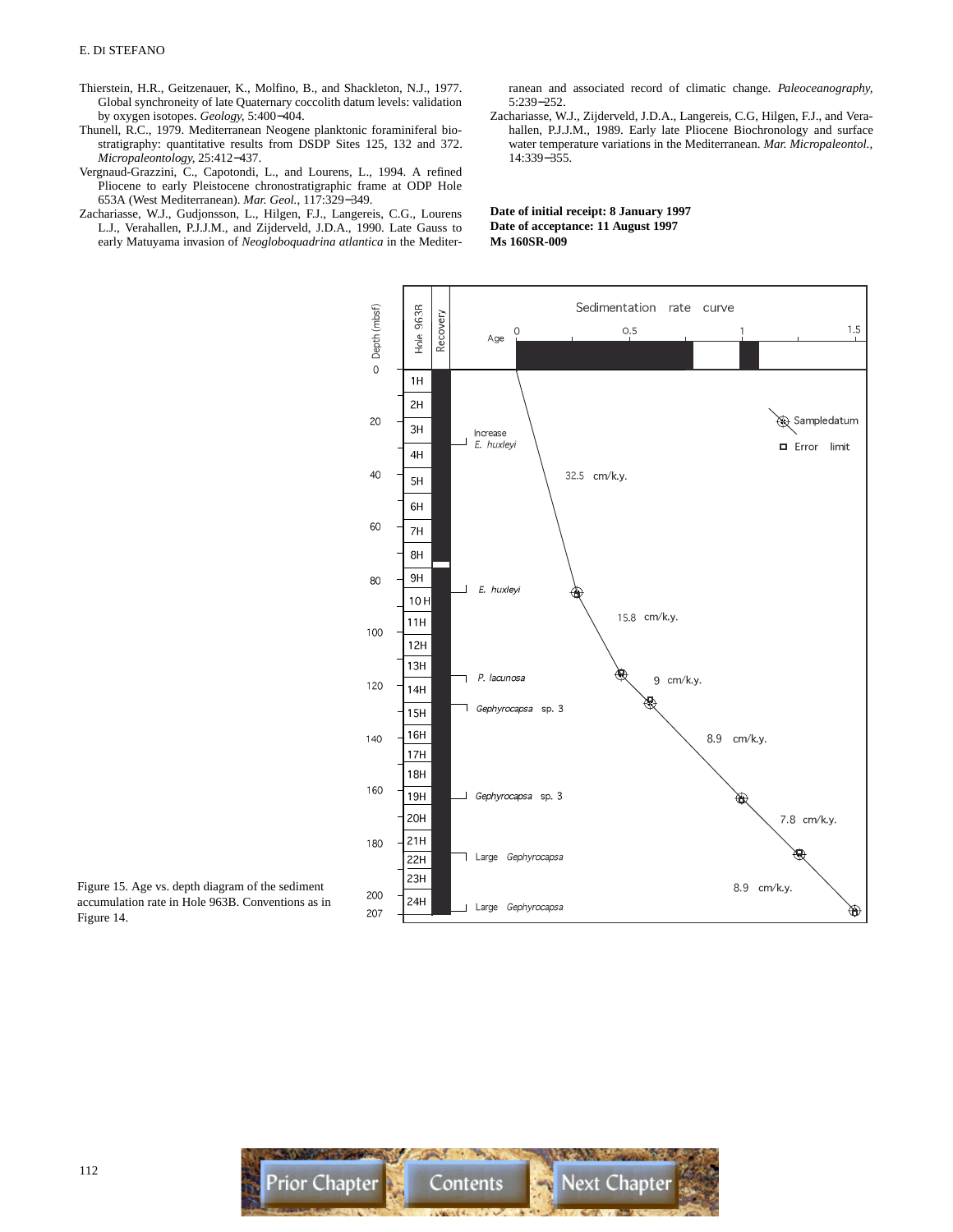Thierstein, H.R., Geitzenauer, K., Molfino, B., and Shackleton, N.J., 1977. Global synchroneity of late Quaternary coccolith datum levels: validation by oxygen isotopes. *Geology,* 5:400−404.

Thunell, R.C., 1979. Mediterranean Neogene planktonic foraminiferal biostratigraphy: quantitative results from DSDP Sites 125, 132 and 372. *Micropaleontology,* 25:412−437.

Vergnaud-Grazzini, C., Capotondi, L., and Lourens, L., 1994. A refined Pliocene to early Pleistocene chronostratigraphic frame at ODP Hole 653A (West Mediterranean). *Mar. Geol.,* 117:329−349.

Zachariasse, W.J., Gudjonsson, L., Hilgen, F.J., Langereis, C.G., Lourens L.J., Verahallen, P.J.J.M., and Zijderveld, J.D.A., 1990. Late Gauss to early Matuyama invasion of *Neogloboquadrina atlantica* in the Mediterranean and associated record of climatic change. *Paleoceanography,* 5:239−252.

Zachariasse, W.J., Zijderveld, J.D.A., Langereis, C.G, Hilgen, F.J., and Verahallen, P.J.J.M., 1989. Early late Pliocene Biochronology and surface water temperature variations in the Mediterranean. *Mar. Micropaleontol.,* 14:339−355.

**Date of initial receipt: 8 January 1997**
**Date of acceptance: 11 August 1997**
**Ms 160SR-009**

Depth (mbsf)
0
20
40
60
80
100
120
140
160
180
200
207

Hole 963B
1H 2H 3H 4H 5H 6H 7H 8H 9H 10H 11H 12H 13H 14H 15H 16H 17H 18H 19H 20H 21H 22H 23H 24H

Recovery

Sedimentation rate curve

Age 0 0.5 1 1.5

Sampledatum
Error limit

Increase *E. huxleyi*
*E. huxleyi*
*P. lacunosa*
*Gephyrocapsa* sp. 3
*Gephyrocapsa* sp. 3
Large *Gephyrocapsa*
Large *Gephyrocapsa*

32.5 cm/k.y.
15.8 cm/k.y.
9 cm/k.y.
8.9 cm/k.y.
7.8 cm/k.y.
8.9 cm/k.y.

Figure 15. Age vs. depth diagram of the sediment accumulation rate in Hole 963B. Conventions as in Figure 14.